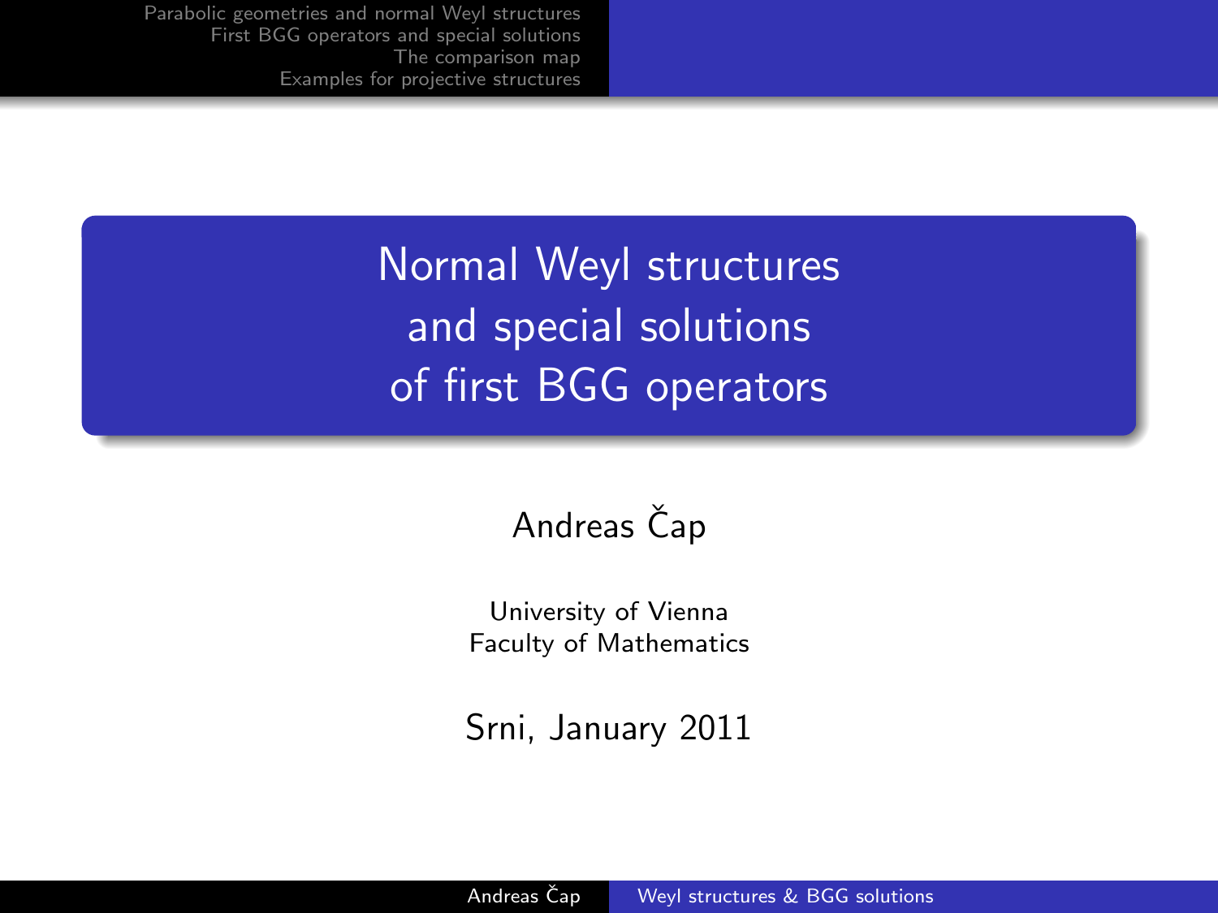# Normal Weyl structures and special solutions of first BGG operators

Andreas Čap

University of Vienna
Faculty of Mathematics

Srni, January 2011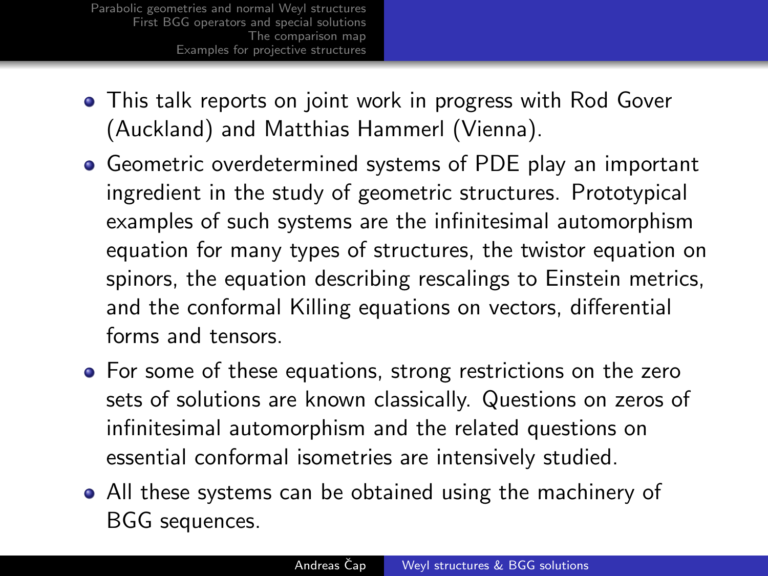- This talk reports on joint work in progress with Rod Gover (Auckland) and Matthias Hammerl (Vienna).
- Geometric overdetermined systems of PDE play an important ingredient in the study of geometric structures. Prototypical examples of such systems are the infinitesimal automorphism equation for many types of structures, the twistor equation on spinors, the equation describing rescalings to Einstein metrics, and the conformal Killing equations on vectors, differential forms and tensors.
- For some of these equations, strong restrictions on the zero sets of solutions are known classically. Questions on zeros of infinitesimal automorphism and the related questions on essential conformal isometries are intensively studied.
- All these systems can be obtained using the machinery of BGG sequences.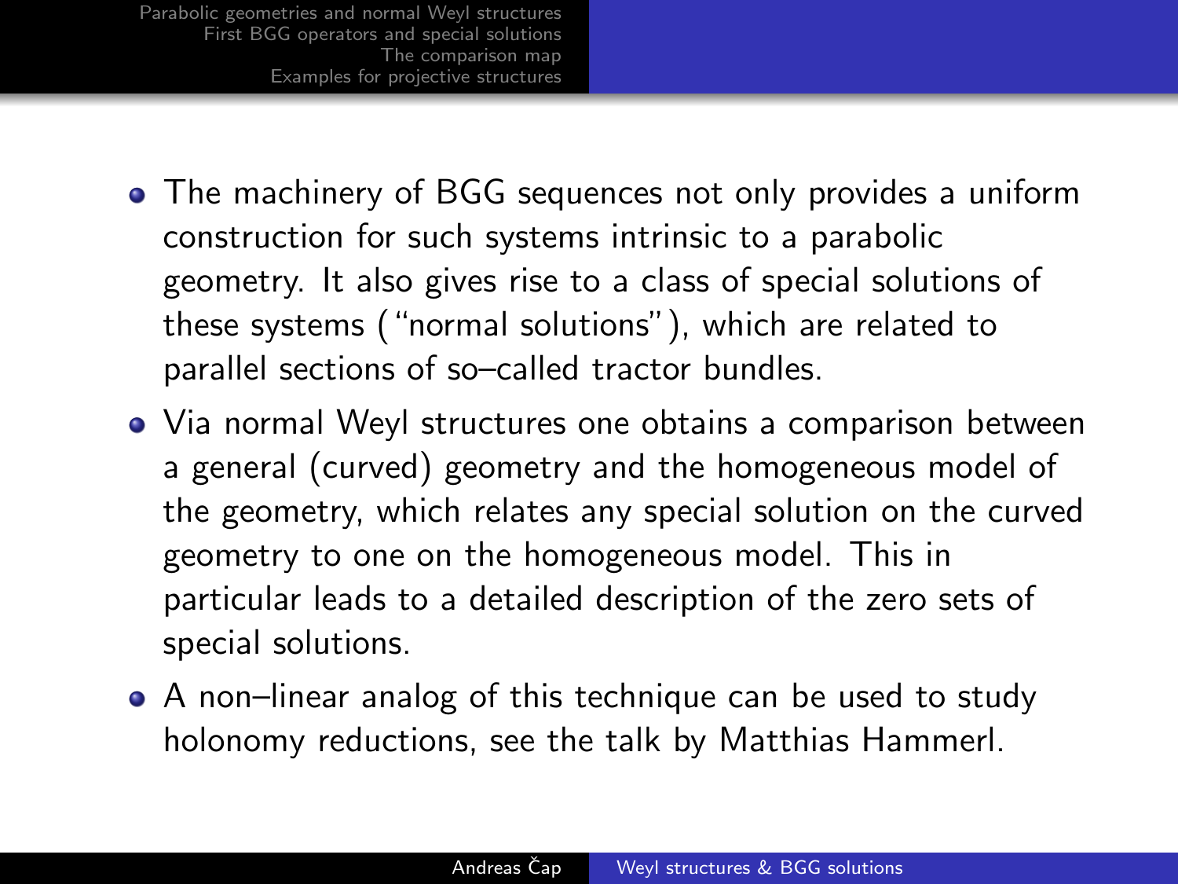- The machinery of BGG sequences not only provides a uniform construction for such systems intrinsic to a parabolic geometry. It also gives rise to a class of special solutions of these systems ("normal solutions"), which are related to parallel sections of so–called tractor bundles.
- Via normal Weyl structures one obtains a comparison between a general (curved) geometry and the homogeneous model of the geometry, which relates any special solution on the curved geometry to one on the homogeneous model. This in particular leads to a detailed description of the zero sets of special solutions.
- A non–linear analog of this technique can be used to study holonomy reductions, see the talk by Matthias Hammerl.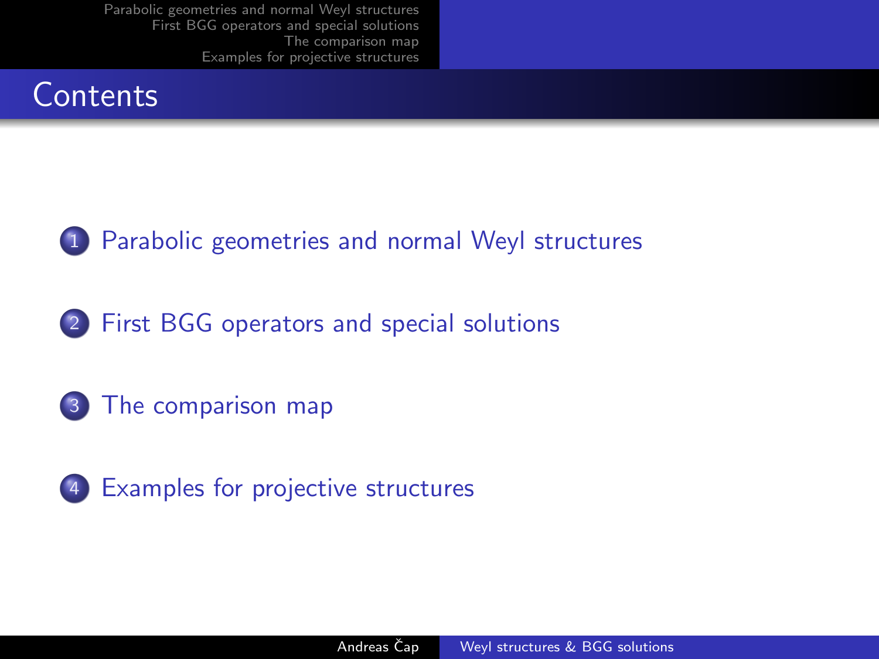# Contents

1. Parabolic geometries and normal Weyl structures
2. First BGG operators and special solutions
3. The comparison map
4. Examples for projective structures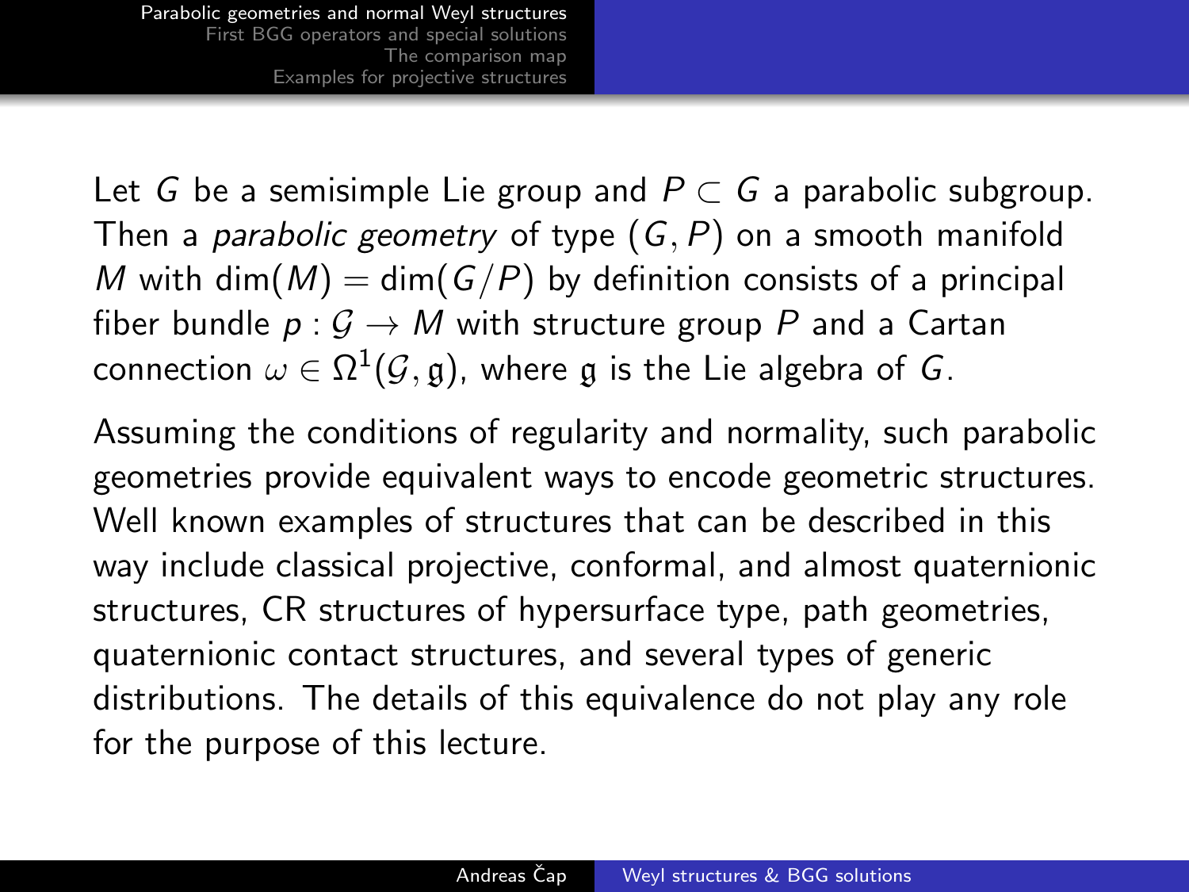Let $G$ be a semisimple Lie group and $P \subset G$ a parabolic subgroup. Then a *parabolic geometry* of type $(G, P)$ on a smooth manifold $M$ with $\dim(M) = \dim(G/P)$ by definition consists of a principal fiber bundle $p : \mathcal{G} \to M$ with structure group $P$ and a Cartan connection $\omega \in \Omega^1(\mathcal{G}, \mathfrak{g})$, where $\mathfrak{g}$ is the Lie algebra of $G$.

Assuming the conditions of regularity and normality, such parabolic geometries provide equivalent ways to encode geometric structures. Well known examples of structures that can be described in this way include classical projective, conformal, and almost quaternionic structures, CR structures of hypersurface type, path geometries, quaternionic contact structures, and several types of generic distributions. The details of this equivalence do not play any role for the purpose of this lecture.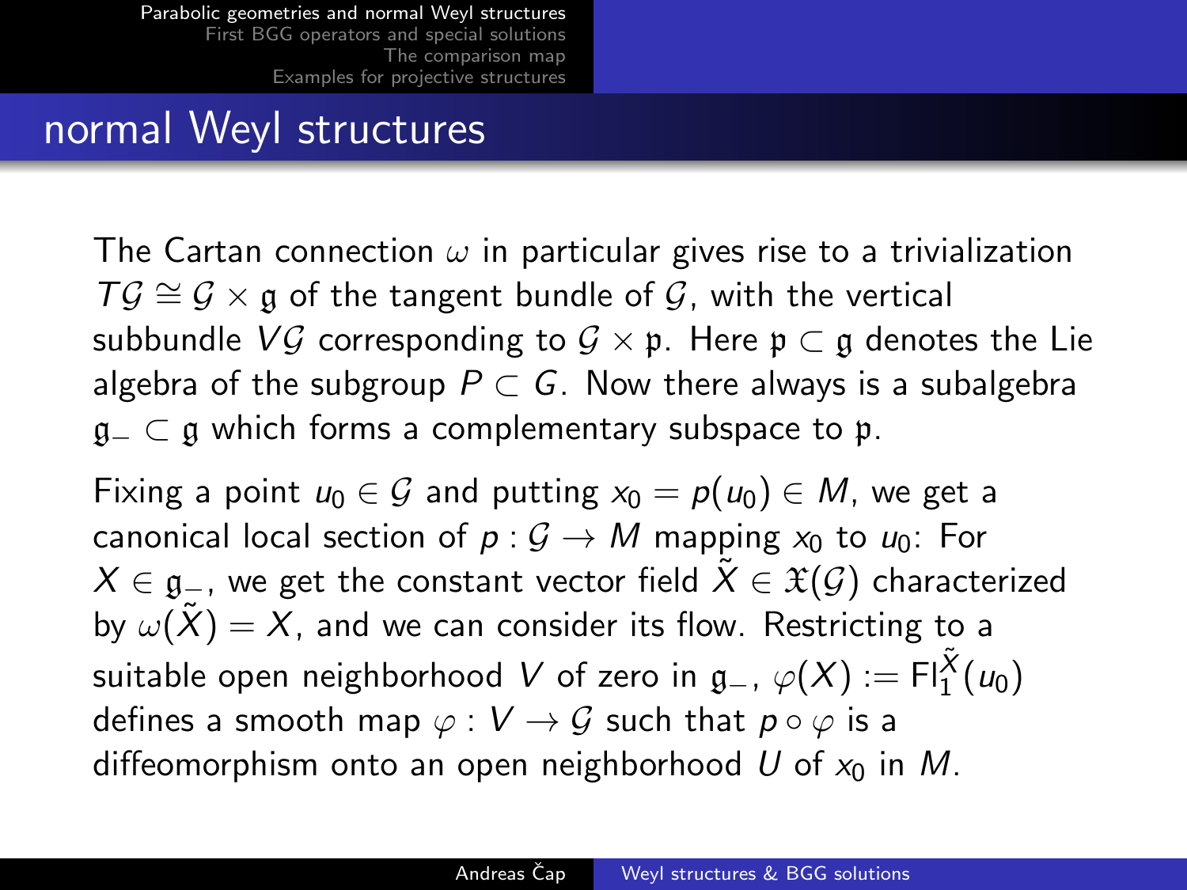## normal Weyl structures

The Cartan connection $\omega$ in particular gives rise to a trivialization $T\mathcal{G} \cong \mathcal{G} \times \mathfrak{g}$ of the tangent bundle of $\mathcal{G}$, with the vertical subbundle $V\mathcal{G}$ corresponding to $\mathcal{G} \times \mathfrak{p}$. Here $\mathfrak{p} \subset \mathfrak{g}$ denotes the Lie algebra of the subgroup $P \subset G$. Now there always is a subalgebra $\mathfrak{g}_- \subset \mathfrak{g}$ which forms a complementary subspace to $\mathfrak{p}$.

Fixing a point $u_0 \in \mathcal{G}$ and putting $x_0 = p(u_0) \in M$, we get a canonical local section of $p : \mathcal{G} \to M$ mapping $x_0$ to $u_0$: For $X \in \mathfrak{g}_-$, we get the constant vector field $\tilde{X} \in \mathfrak{X}(\mathcal{G})$ characterized by $\omega(\tilde{X}) = X$, and we can consider its flow. Restricting to a suitable open neighborhood $V$ of zero in $\mathfrak{g}_-$, $\varphi(X) := \mathrm{Fl}_1^{\tilde{X}}(u_0)$ defines a smooth map $\varphi : V \to \mathcal{G}$ such that $p \circ \varphi$ is a diffeomorphism onto an open neighborhood $U$ of $x_0$ in $M$.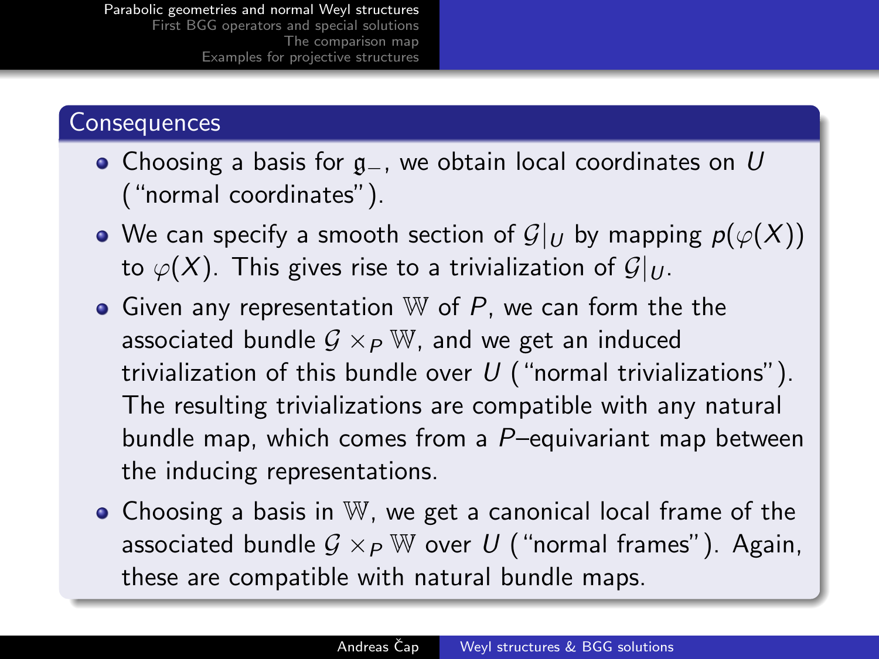## Consequences

- Choosing a basis for $\mathfrak{g}_-$, we obtain local coordinates on $U$ ("normal coordinates").
- We can specify a smooth section of $\mathcal{G}|_U$ by mapping $p(\varphi(X))$ to $\varphi(X)$. This gives rise to a trivialization of $\mathcal{G}|_U$.
- Given any representation $\mathbb{W}$ of $P$, we can form the the associated bundle $\mathcal{G} \times_P \mathbb{W}$, and we get an induced trivialization of this bundle over $U$ ("normal trivializations"). The resulting trivializations are compatible with any natural bundle map, which comes from a $P$–equivariant map between the inducing representations.
- Choosing a basis in $\mathbb{W}$, we get a canonical local frame of the associated bundle $\mathcal{G} \times_P \mathbb{W}$ over $U$ ("normal frames"). Again, these are compatible with natural bundle maps.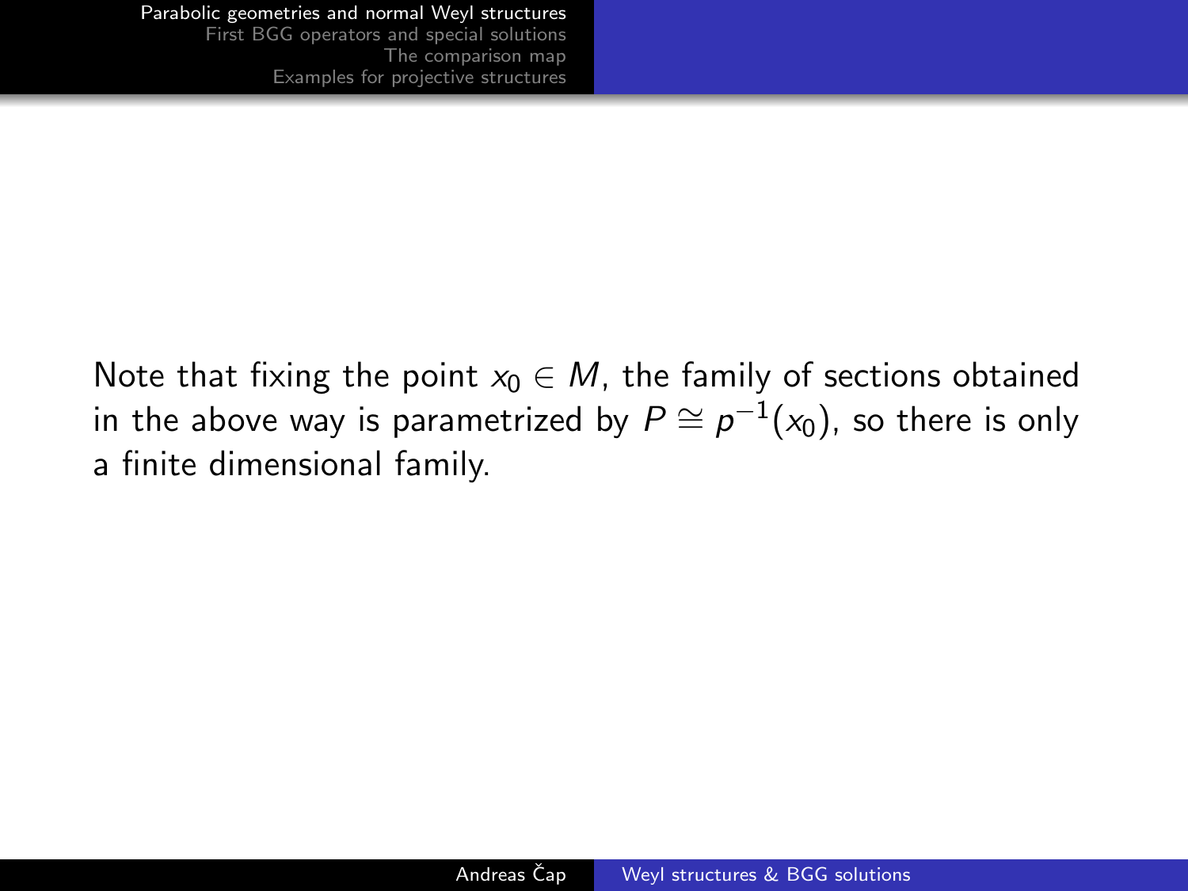Note that fixing the point $x_0 \in M$, the family of sections obtained in the above way is parametrized by $P \cong p^{-1}(x_0)$, so there is only a finite dimensional family.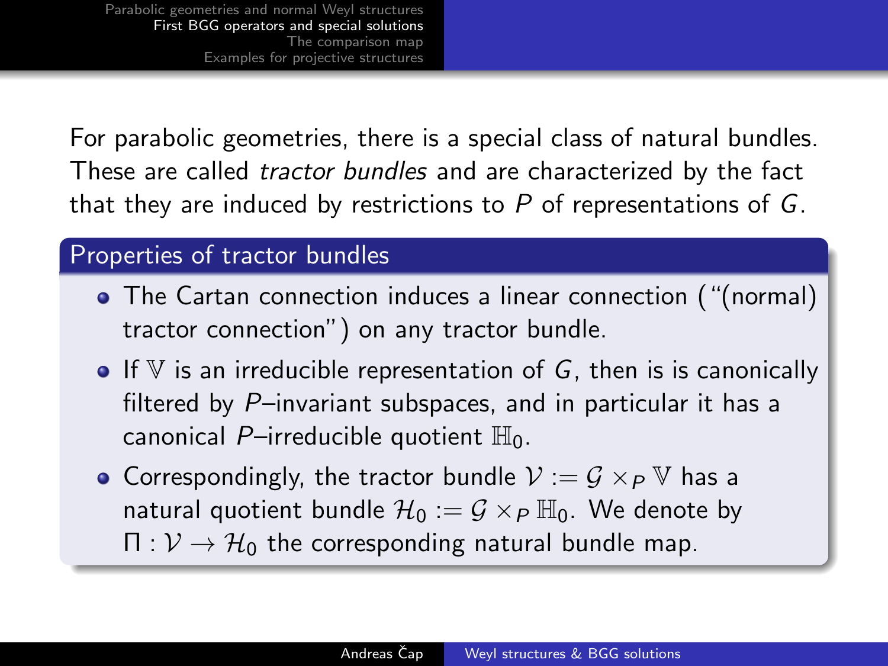For parabolic geometries, there is a special class of natural bundles. These are called *tractor bundles* and are characterized by the fact that they are induced by restrictions to $P$ of representations of $G$.

### Properties of tractor bundles

- The Cartan connection induces a linear connection ("(normal) tractor connection") on any tractor bundle.
- If $\mathbb{V}$ is an irreducible representation of $G$, then is is canonically filtered by $P$–invariant subspaces, and in particular it has a canonical $P$–irreducible quotient $\mathbb{H}_0$.
- Correspondingly, the tractor bundle $\mathcal{V} := \mathcal{G} \times_P \mathbb{V}$ has a natural quotient bundle $\mathcal{H}_0 := \mathcal{G} \times_P \mathbb{H}_0$. We denote by $\Pi : \mathcal{V} \to \mathcal{H}_0$ the corresponding natural bundle map.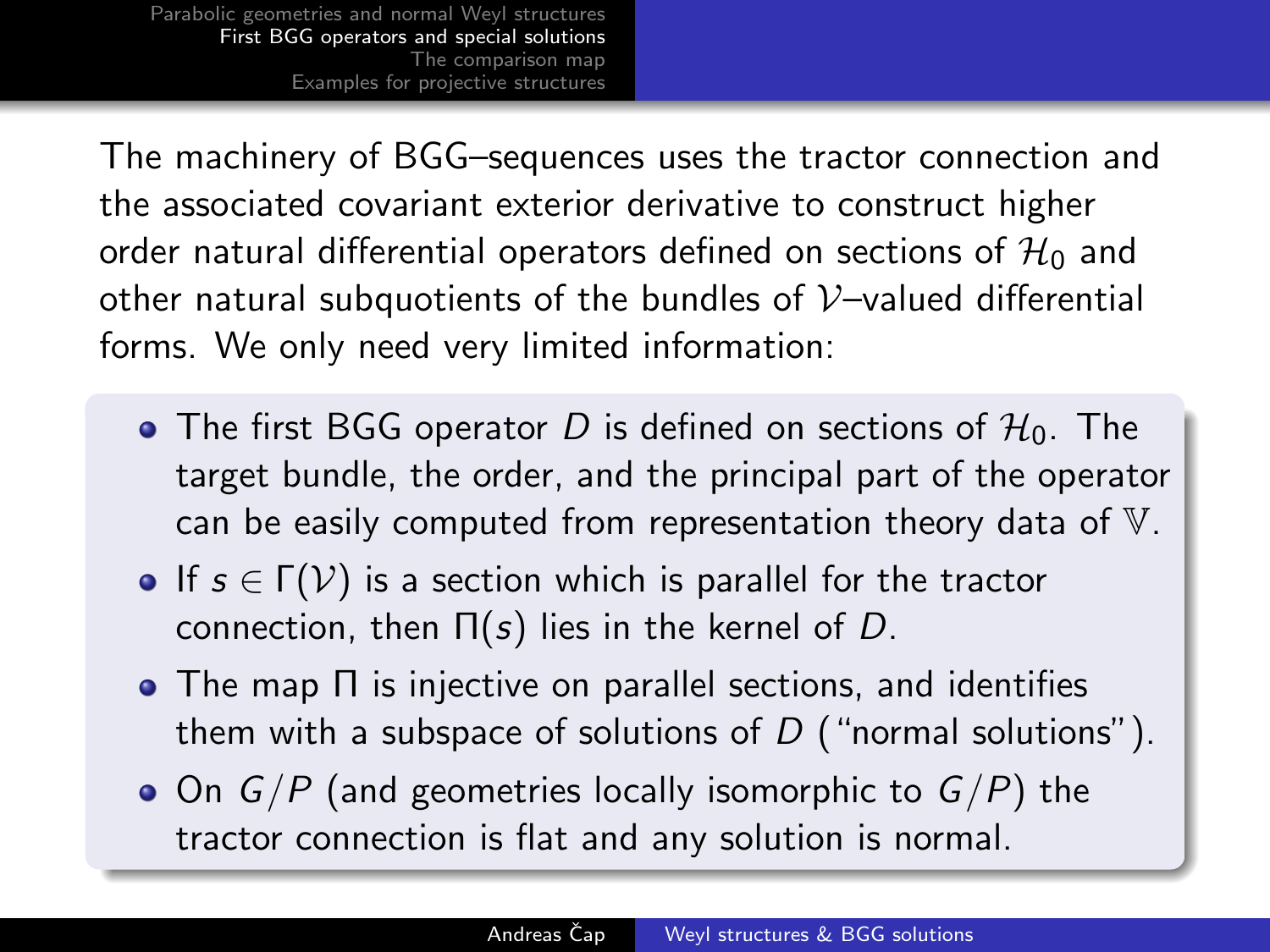The machinery of BGG–sequences uses the tractor connection and the associated covariant exterior derivative to construct higher order natural differential operators defined on sections of $\mathcal{H}_0$ and other natural subquotients of the bundles of $\mathcal{V}$–valued differential forms. We only need very limited information:

- The first BGG operator $D$ is defined on sections of $\mathcal{H}_0$. The target bundle, the order, and the principal part of the operator can be easily computed from representation theory data of $\mathbb{V}$.
- If $s \in \Gamma(\mathcal{V})$ is a section which is parallel for the tractor connection, then $\Pi(s)$ lies in the kernel of $D$.
- The map $\Pi$ is injective on parallel sections, and identifies them with a subspace of solutions of $D$ ("normal solutions").
- On $G/P$ (and geometries locally isomorphic to $G/P$) the tractor connection is flat and any solution is normal.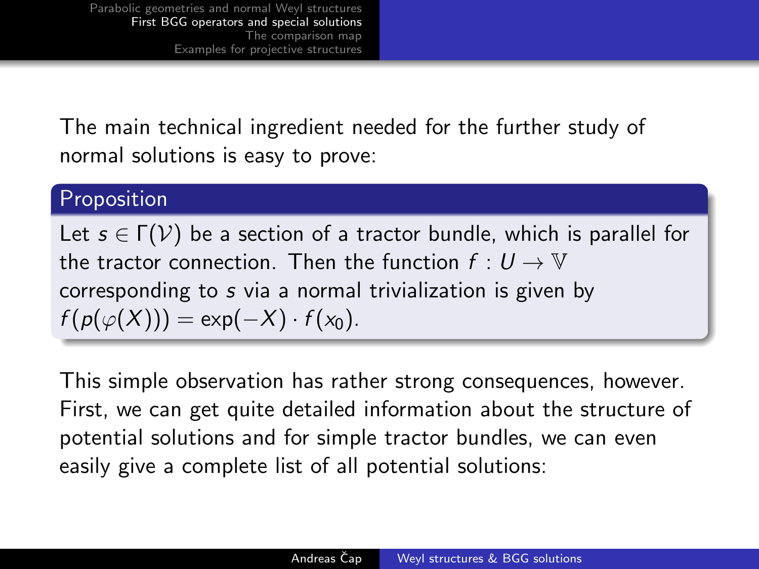The main technical ingredient needed for the further study of normal solutions is easy to prove:

**Proposition**

Let $s \in \Gamma(\mathcal{V})$ be a section of a tractor bundle, which is parallel for the tractor connection. Then the function $f : U \to \mathbb{V}$ corresponding to $s$ via a normal trivialization is given by $f(p(\varphi(X))) = \exp(-X) \cdot f(x_0)$.

This simple observation has rather strong consequences, however. First, we can get quite detailed information about the structure of potential solutions and for simple tractor bundles, we can even easily give a complete list of all potential solutions: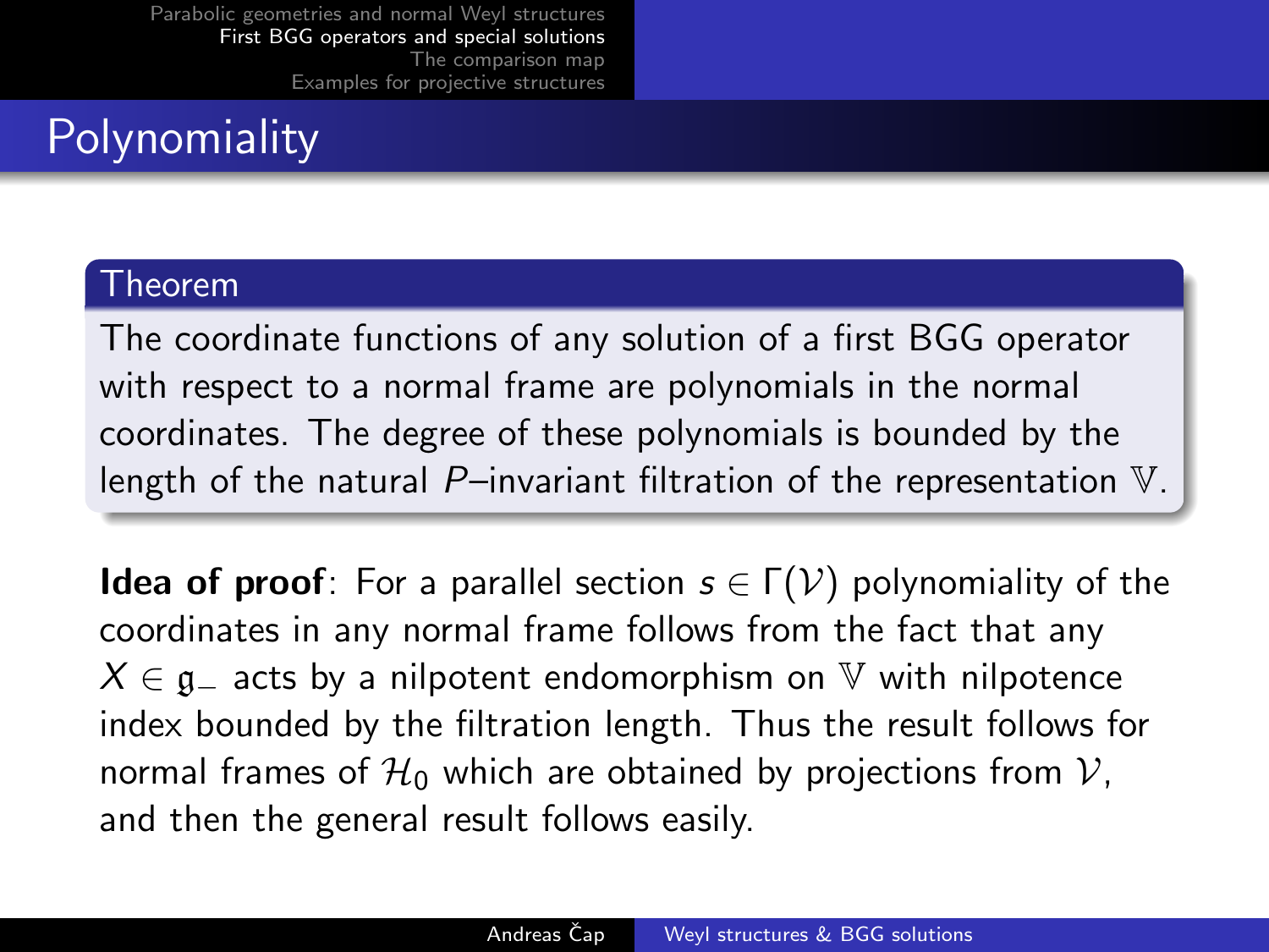# Polynomiality

**Theorem**

The coordinate functions of any solution of a first BGG operator with respect to a normal frame are polynomials in the normal coordinates. The degree of these polynomials is bounded by the length of the natural $P$–invariant filtration of the representation $\mathbb{V}$.

**Idea of proof**: For a parallel section $s \in \Gamma(\mathcal{V})$ polynomiality of the coordinates in any normal frame follows from the fact that any $X \in \mathfrak{g}_-$ acts by a nilpotent endomorphism on $\mathbb{V}$ with nilpotence index bounded by the filtration length. Thus the result follows for normal frames of $\mathcal{H}_0$ which are obtained by projections from $\mathcal{V}$, and then the general result follows easily.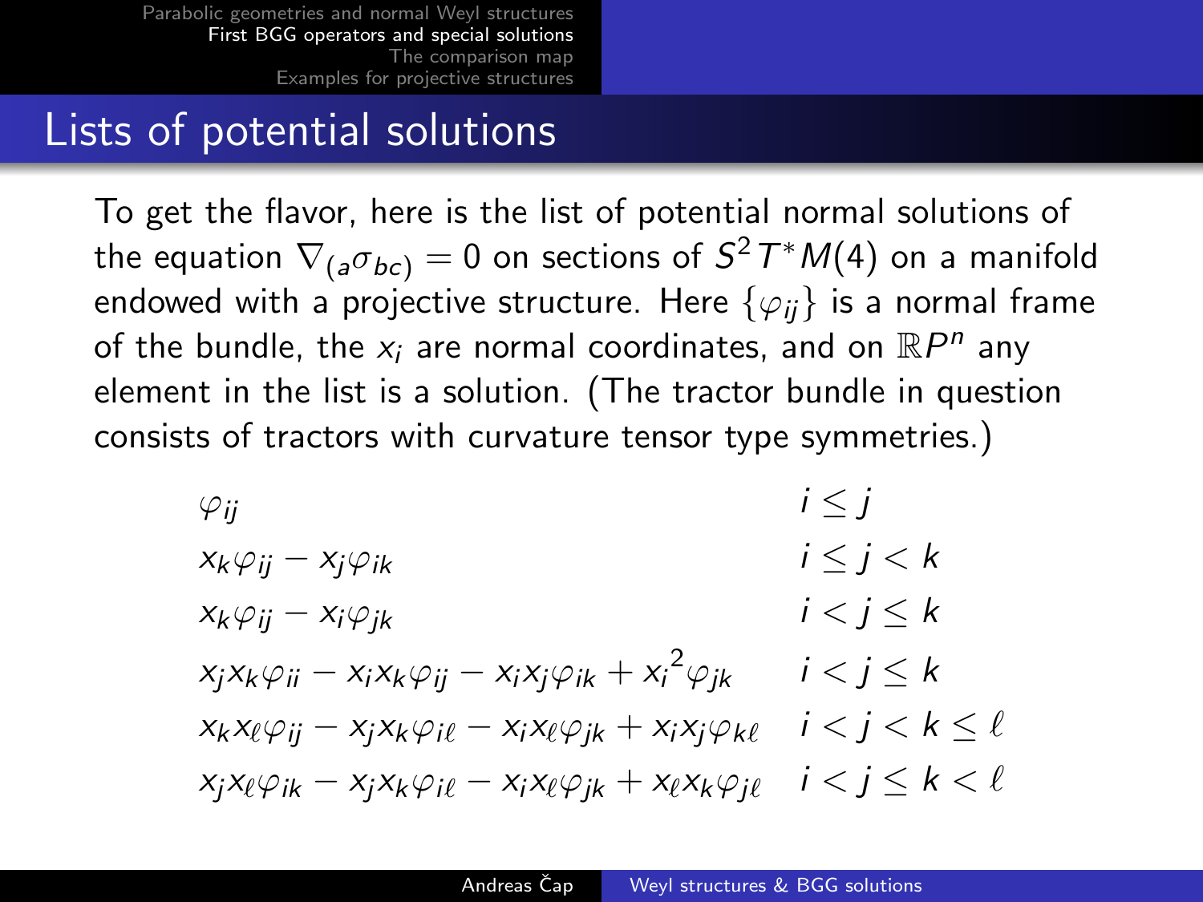## Lists of potential solutions

To get the flavor, here is the list of potential normal solutions of the equation $\nabla_{(a}\sigma_{bc)} = 0$ on sections of $S^2T^*M(4)$ on a manifold endowed with a projective structure. Here $\{\varphi_{ij}\}$ is a normal frame of the bundle, the $x_i$ are normal coordinates, and on $\mathbb{R}P^n$ any element in the list is a solution. (The tractor bundle in question consists of tractors with curvature tensor type symmetries.)

| | |
|---|---|
| $\varphi_{ij}$ | $i \leq j$ |
| $x_k\varphi_{ij} - x_j\varphi_{ik}$ | $i \leq j < k$ |
| $x_k\varphi_{ij} - x_i\varphi_{jk}$ | $i < j \leq k$ |
| $x_jx_k\varphi_{ii} - x_ix_k\varphi_{ij} - x_ix_j\varphi_{ik} + {x_i}^2\varphi_{jk}$ | $i < j \leq k$ |
| $x_kx_\ell\varphi_{ij} - x_jx_k\varphi_{i\ell} - x_ix_\ell\varphi_{jk} + x_ix_j\varphi_{k\ell}$ | $i < j < k \leq \ell$ |
| $x_jx_\ell\varphi_{ik} - x_jx_k\varphi_{i\ell} - x_ix_\ell\varphi_{jk} + x_\ell x_k\varphi_{j\ell}$ | $i < j \leq k < \ell$ |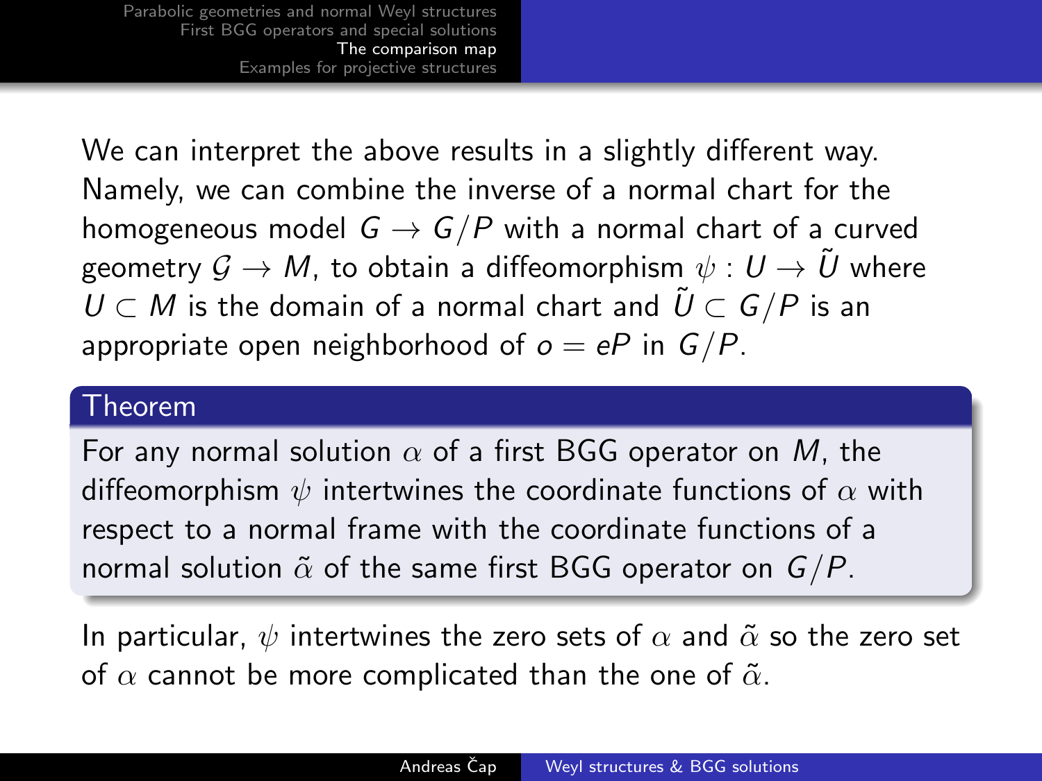We can interpret the above results in a slightly different way. Namely, we can combine the inverse of a normal chart for the homogeneous model $G \to G/P$ with a normal chart of a curved geometry $\mathcal{G} \to M$, to obtain a diffeomorphism $\psi : U \to \tilde{U}$ where $U \subset M$ is the domain of a normal chart and $\tilde{U} \subset G/P$ is an appropriate open neighborhood of $o = eP$ in $G/P$.

**Theorem**

For any normal solution $\alpha$ of a first BGG operator on $M$, the diffeomorphism $\psi$ intertwines the coordinate functions of $\alpha$ with respect to a normal frame with the coordinate functions of a normal solution $\tilde{\alpha}$ of the same first BGG operator on $G/P$.

In particular, $\psi$ intertwines the zero sets of $\alpha$ and $\tilde{\alpha}$ so the zero set of $\alpha$ cannot be more complicated than the one of $\tilde{\alpha}$.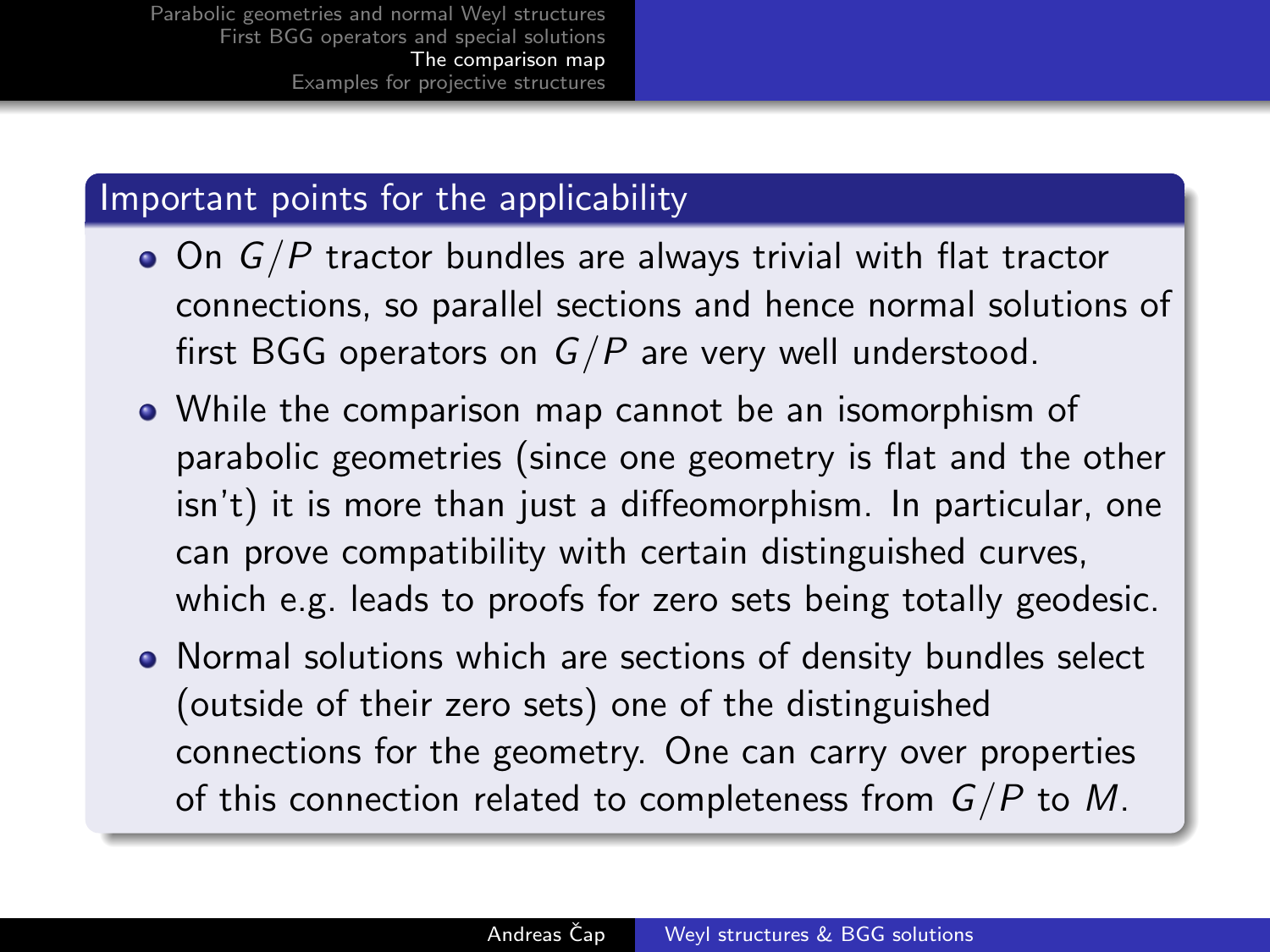## Important points for the applicability

- On $G/P$ tractor bundles are always trivial with flat tractor connections, so parallel sections and hence normal solutions of first BGG operators on $G/P$ are very well understood.
- While the comparison map cannot be an isomorphism of parabolic geometries (since one geometry is flat and the other isn't) it is more than just a diffeomorphism. In particular, one can prove compatibility with certain distinguished curves, which e.g. leads to proofs for zero sets being totally geodesic.
- Normal solutions which are sections of density bundles select (outside of their zero sets) one of the distinguished connections for the geometry. One can carry over properties of this connection related to completeness from $G/P$ to $M$.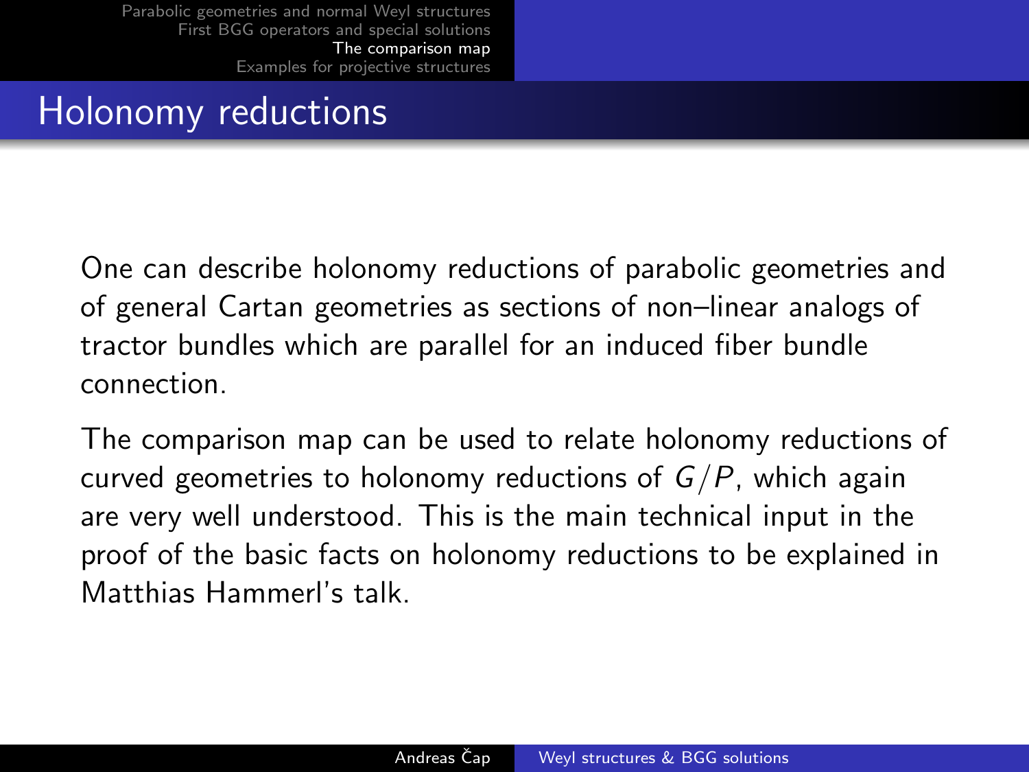# Holonomy reductions

One can describe holonomy reductions of parabolic geometries and of general Cartan geometries as sections of non–linear analogs of tractor bundles which are parallel for an induced fiber bundle connection.

The comparison map can be used to relate holonomy reductions of curved geometries to holonomy reductions of $G/P$, which again are very well understood. This is the main technical input in the proof of the basic facts on holonomy reductions to be explained in Matthias Hammerl's talk.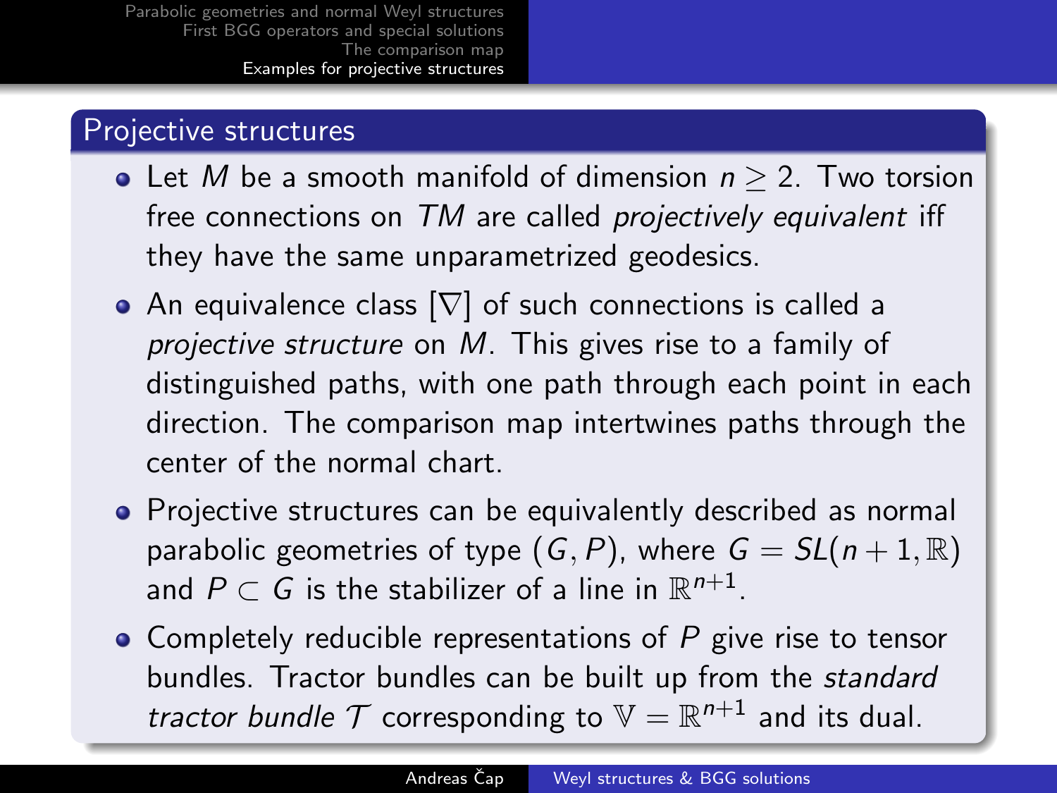## Projective structures

- Let $M$ be a smooth manifold of dimension $n \geq 2$. Two torsion free connections on $TM$ are called *projectively equivalent* iff they have the same unparametrized geodesics.
- An equivalence class $[\nabla]$ of such connections is called a *projective structure* on $M$. This gives rise to a family of distinguished paths, with one path through each point in each direction. The comparison map intertwines paths through the center of the normal chart.
- Projective structures can be equivalently described as normal parabolic geometries of type $(G, P)$, where $G = SL(n+1, \mathbb{R})$ and $P \subset G$ is the stabilizer of a line in $\mathbb{R}^{n+1}$.
- Completely reducible representations of $P$ give rise to tensor bundles. Tractor bundles can be built up from the *standard tractor bundle* $\mathcal{T}$ corresponding to $\mathbb{V} = \mathbb{R}^{n+1}$ and its dual.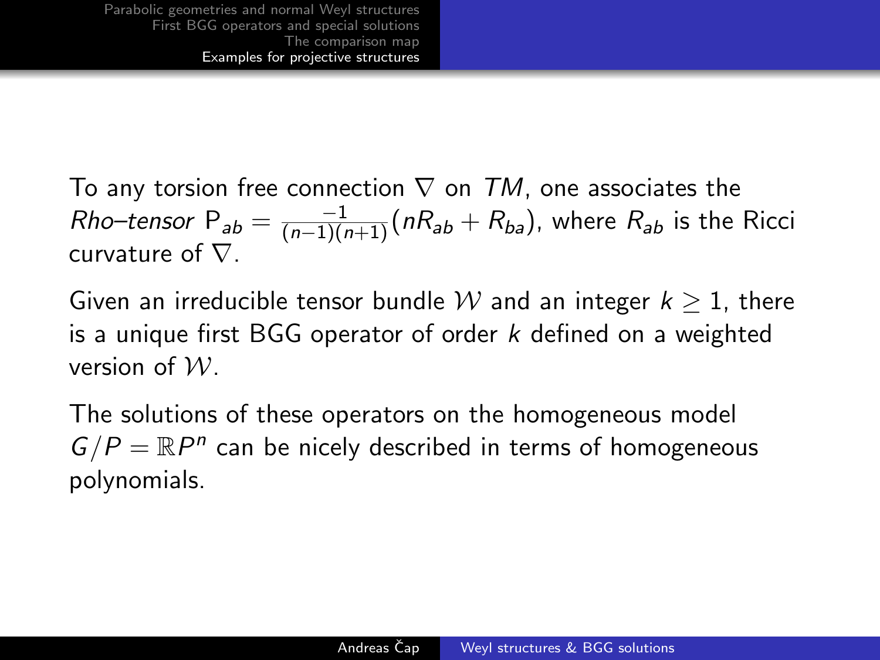To any torsion free connection $\nabla$ on $TM$, one associates the *Rho–tensor* $\mathsf{P}_{ab} = \frac{-1}{(n-1)(n+1)}(nR_{ab} + R_{ba})$, where $R_{ab}$ is the Ricci curvature of $\nabla$.

Given an irreducible tensor bundle $\mathcal{W}$ and an integer $k \geq 1$, there is a unique first BGG operator of order $k$ defined on a weighted version of $\mathcal{W}$.

The solutions of these operators on the homogeneous model $G/P = \mathbb{R}P^n$ can be nicely described in terms of homogeneous polynomials.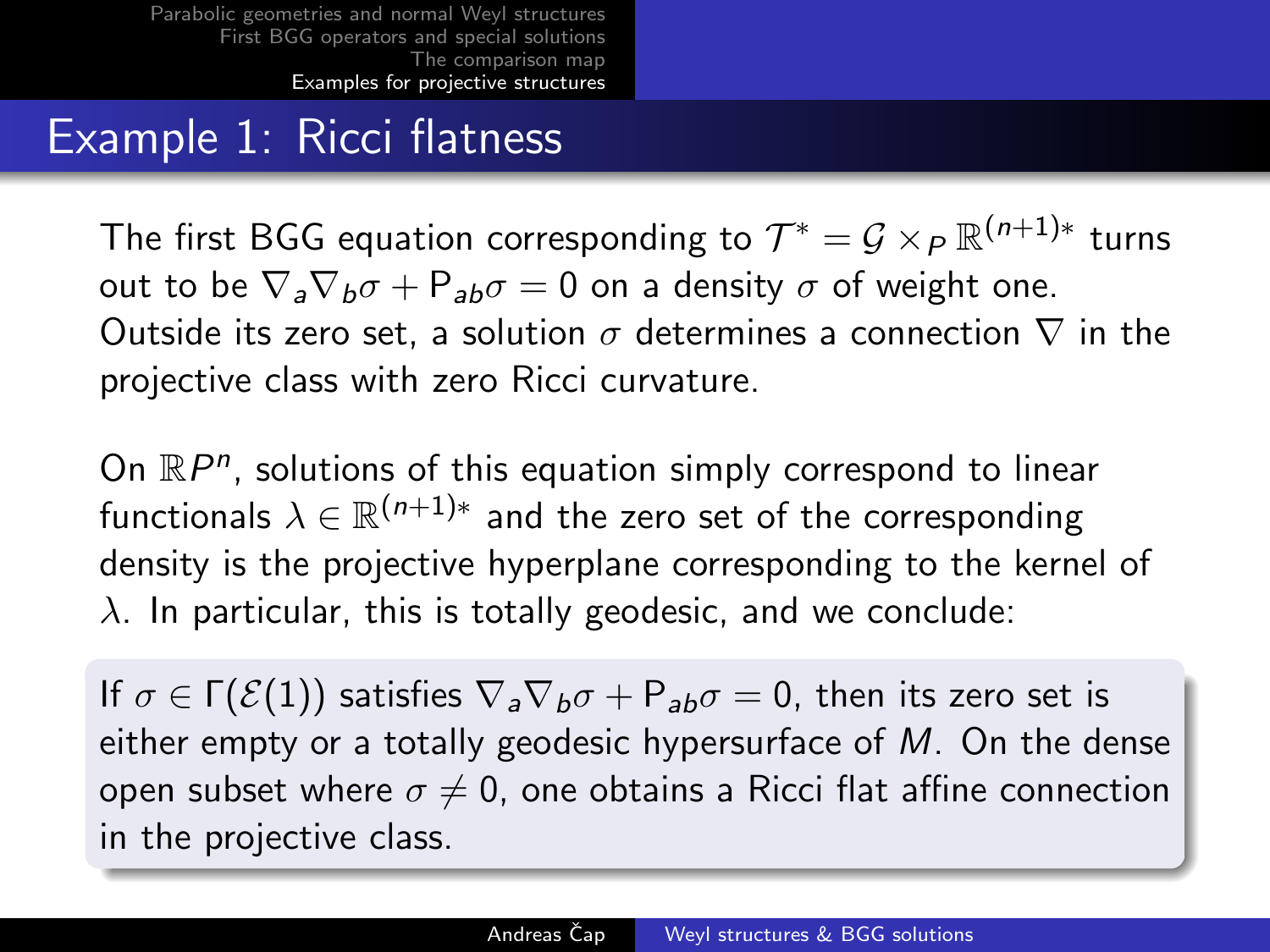# Example 1: Ricci flatness

The first BGG equation corresponding to $\mathcal{T}^* = \mathcal{G} \times_P \mathbb{R}^{(n+1)*}$ turns out to be $\nabla_a \nabla_b \sigma + \mathsf{P}_{ab}\sigma = 0$ on a density $\sigma$ of weight one. Outside its zero set, a solution $\sigma$ determines a connection $\nabla$ in the projective class with zero Ricci curvature.

On $\mathbb{R}P^n$, solutions of this equation simply correspond to linear functionals $\lambda \in \mathbb{R}^{(n+1)*}$ and the zero set of the corresponding density is the projective hyperplane corresponding to the kernel of $\lambda$. In particular, this is totally geodesic, and we conclude:

If $\sigma \in \Gamma(\mathcal{E}(1))$ satisfies $\nabla_a \nabla_b \sigma + \mathsf{P}_{ab}\sigma = 0$, then its zero set is either empty or a totally geodesic hypersurface of $M$. On the dense open subset where $\sigma \neq 0$, one obtains a Ricci flat affine connection in the projective class.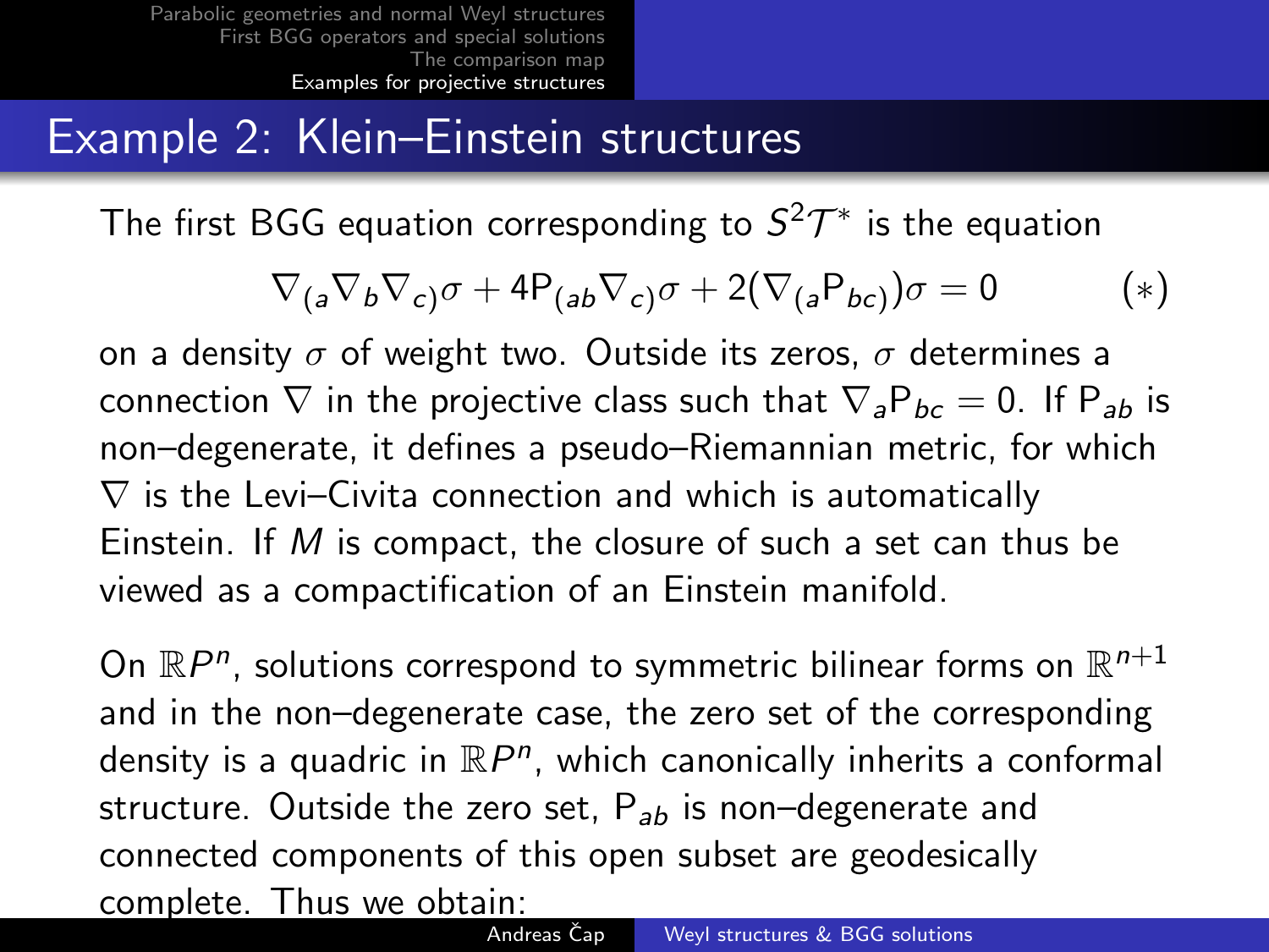## Example 2: Klein–Einstein structures

The first BGG equation corresponding to $S^2\mathcal{T}^*$ is the equation

$$\nabla_{(a}\nabla_b\nabla_{c)}\sigma + 4\mathsf{P}_{(ab}\nabla_{c)}\sigma + 2(\nabla_{(a}\mathsf{P}_{bc)})\sigma = 0 \qquad (*)$$

on a density $\sigma$ of weight two. Outside its zeros, $\sigma$ determines a connection $\nabla$ in the projective class such that $\nabla_a \mathsf{P}_{bc} = 0$. If $\mathsf{P}_{ab}$ is non–degenerate, it defines a pseudo–Riemannian metric, for which $\nabla$ is the Levi–Civita connection and which is automatically Einstein. If $M$ is compact, the closure of such a set can thus be viewed as a compactification of an Einstein manifold.

On $\mathbb{R}P^n$, solutions correspond to symmetric bilinear forms on $\mathbb{R}^{n+1}$ and in the non–degenerate case, the zero set of the corresponding density is a quadric in $\mathbb{R}P^n$, which canonically inherits a conformal structure. Outside the zero set, $\mathsf{P}_{ab}$ is non–degenerate and connected components of this open subset are geodesically complete. Thus we obtain: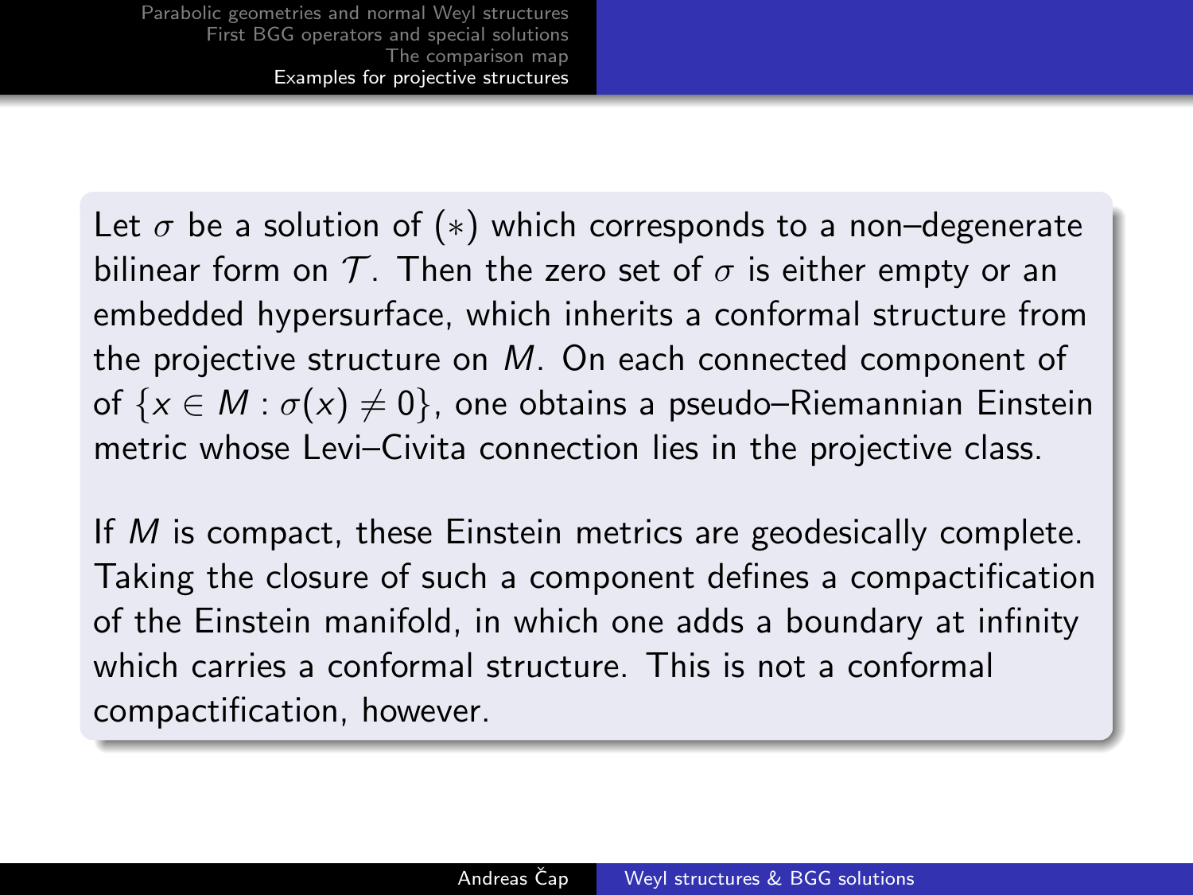Let $\sigma$ be a solution of $(*)$ which corresponds to a non–degenerate bilinear form on $\mathcal{T}$. Then the zero set of $\sigma$ is either empty or an embedded hypersurface, which inherits a conformal structure from the projective structure on $M$. On each connected component of of $\{x \in M : \sigma(x) \neq 0\}$, one obtains a pseudo–Riemannian Einstein metric whose Levi–Civita connection lies in the projective class.

If $M$ is compact, these Einstein metrics are geodesically complete. Taking the closure of such a component defines a compactification of the Einstein manifold, in which one adds a boundary at infinity which carries a conformal structure. This is not a conformal compactification, however.